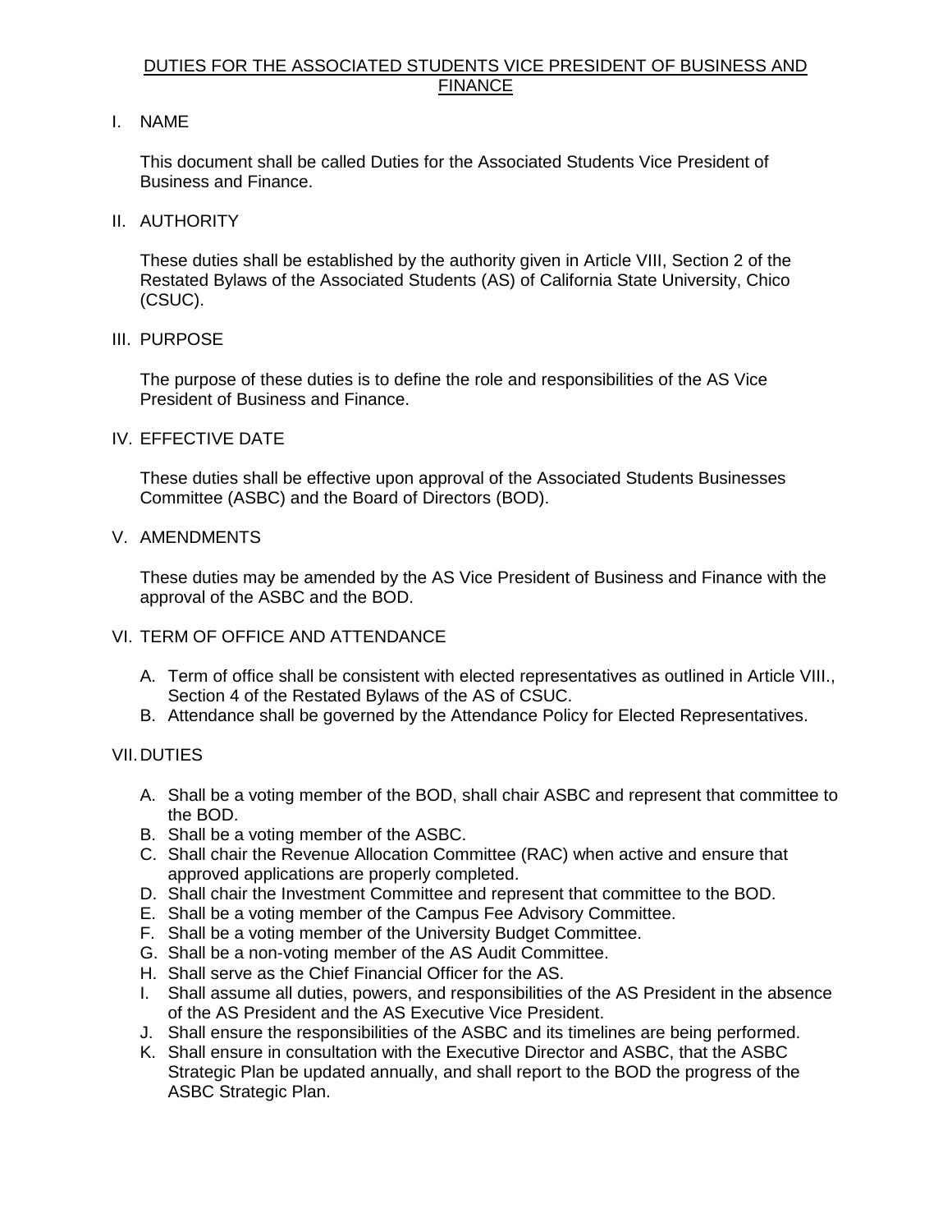# DUTIES FOR THE ASSOCIATED STUDENTS VICE PRESIDENT OF BUSINESS AND FINANCE

## I. NAME

This document shall be called Duties for the Associated Students Vice President of Business and Finance.

## II. AUTHORITY

These duties shall be established by the authority given in Article VIII, Section 2 of the Restated Bylaws of the Associated Students (AS) of California State University, Chico (CSUC).

## III. PURPOSE

The purpose of these duties is to define the role and responsibilities of the AS Vice President of Business and Finance.

## IV. EFFECTIVE DATE

These duties shall be effective upon approval of the Associated Students Businesses Committee (ASBC) and the Board of Directors (BOD).

## V. AMENDMENTS

These duties may be amended by the AS Vice President of Business and Finance with the approval of the ASBC and the BOD.

## VI. TERM OF OFFICE AND ATTENDANCE

A. Term of office shall be consistent with elected representatives as outlined in Article VIII., Section 4 of the Restated Bylaws of the AS of CSUC.
B. Attendance shall be governed by the Attendance Policy for Elected Representatives.

## VII. DUTIES

A. Shall be a voting member of the BOD, shall chair ASBC and represent that committee to the BOD.
B. Shall be a voting member of the ASBC.
C. Shall chair the Revenue Allocation Committee (RAC) when active and ensure that approved applications are properly completed.
D. Shall chair the Investment Committee and represent that committee to the BOD.
E. Shall be a voting member of the Campus Fee Advisory Committee.
F. Shall be a voting member of the University Budget Committee.
G. Shall be a non-voting member of the AS Audit Committee.
H. Shall serve as the Chief Financial Officer for the AS.
I. Shall assume all duties, powers, and responsibilities of the AS President in the absence of the AS President and the AS Executive Vice President.
J. Shall ensure the responsibilities of the ASBC and its timelines are being performed.
K. Shall ensure in consultation with the Executive Director and ASBC, that the ASBC Strategic Plan be updated annually, and shall report to the BOD the progress of the ASBC Strategic Plan.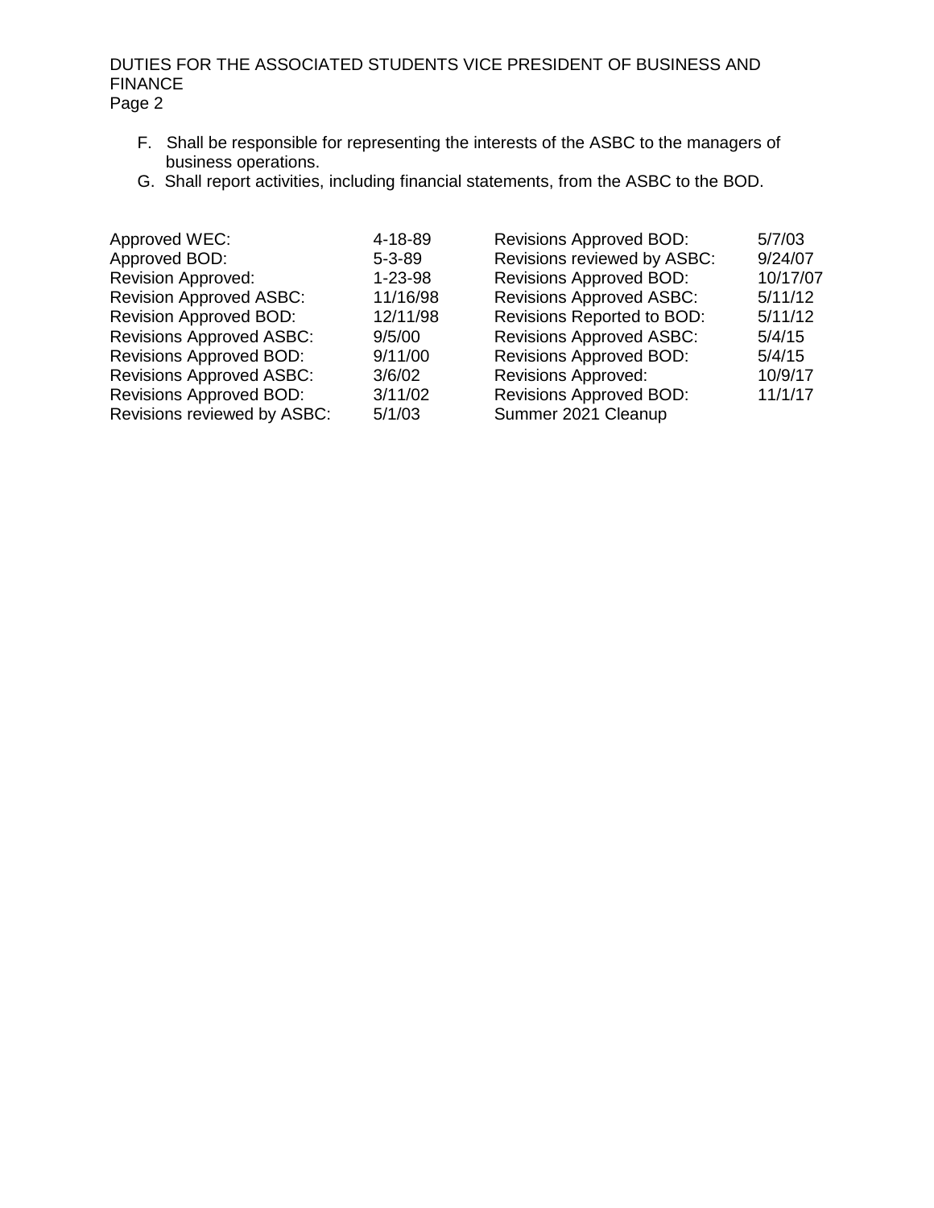F. Shall be responsible for representing the interests of the ASBC to the managers of business operations.

G. Shall report activities, including financial statements, from the ASBC to the BOD.

| | | | |
|---|---|---|---|
| Approved WEC: | 4-18-89 | Revisions Approved BOD: | 5/7/03 |
| Approved BOD: | 5-3-89 | Revisions reviewed by ASBC: | 9/24/07 |
| Revision Approved: | 1-23-98 | Revisions Approved BOD: | 10/17/07 |
| Revision Approved ASBC: | 11/16/98 | Revisions Approved ASBC: | 5/11/12 |
| Revision Approved BOD: | 12/11/98 | Revisions Reported to BOD: | 5/11/12 |
| Revisions Approved ASBC: | 9/5/00 | Revisions Approved ASBC: | 5/4/15 |
| Revisions Approved BOD: | 9/11/00 | Revisions Approved BOD: | 5/4/15 |
| Revisions Approved ASBC: | 3/6/02 | Revisions Approved: | 10/9/17 |
| Revisions Approved BOD: | 3/11/02 | Revisions Approved BOD: | 11/1/17 |
| Revisions reviewed by ASBC: | 5/1/03 | Summer 2021 Cleanup | |